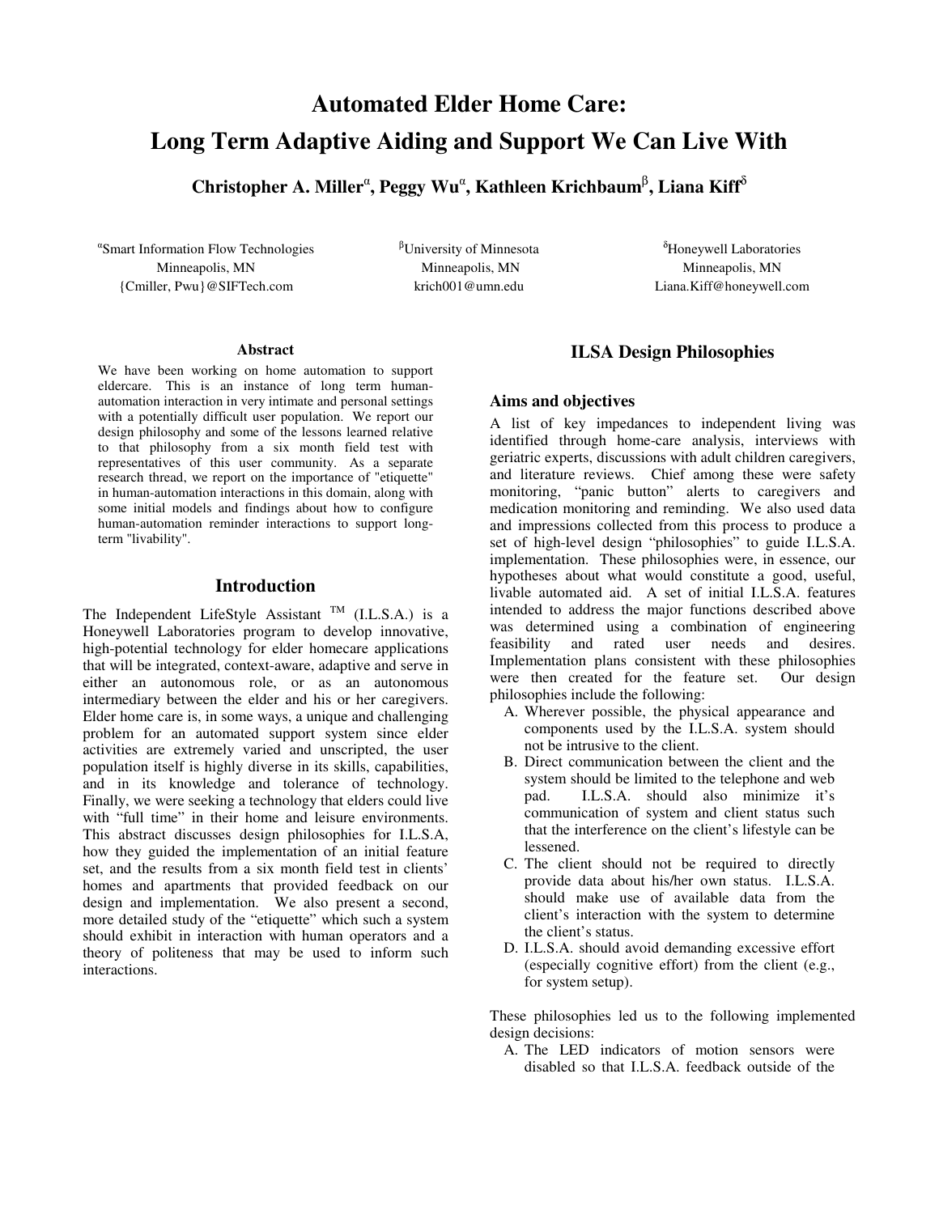# Automated Elder Home Care: Long Term Adaptive Aiding and Support We Can Live With

**Christopher A. Miller[α], Peggy Wu[α], Kathleen Krichbaum[β], Liana Kiff[δ]**

[α]Smart Information Flow Technologies
Minneapolis, MN
{Cmiller, Pwu}@SIFTech.com

[β]University of Minnesota
Minneapolis, MN
krich001@umn.edu

[δ]Honeywell Laboratories
Minneapolis, MN
Liana.Kiff@honeywell.com

### Abstract

We have been working on home automation to support eldercare. This is an instance of long term human-automation interaction in very intimate and personal settings with a potentially difficult user population. We report our design philosophy and some of the lessons learned relative to that philosophy from a six month field test with representatives of this user community. As a separate research thread, we report on the importance of "etiquette" in human-automation interactions in this domain, along with some initial models and findings about how to configure human-automation reminder interactions to support long-term "livability".

## Introduction

The Independent LifeStyle Assistant ™ (I.L.S.A.) is a Honeywell Laboratories program to develop innovative, high-potential technology for elder homecare applications that will be integrated, context-aware, adaptive and serve in either an autonomous role, or as an autonomous intermediary between the elder and his or her caregivers. Elder home care is, in some ways, a unique and challenging problem for an automated support system since elder activities are extremely varied and unscripted, the user population itself is highly diverse in its skills, capabilities, and in its knowledge and tolerance of technology. Finally, we were seeking a technology that elders could live with "full time" in their home and leisure environments. This abstract discusses design philosophies for I.L.S.A, how they guided the implementation of an initial feature set, and the results from a six month field test in clients' homes and apartments that provided feedback on our design and implementation. We also present a second, more detailed study of the "etiquette" which such a system should exhibit in interaction with human operators and a theory of politeness that may be used to inform such interactions.

## ILSA Design Philosophies

### Aims and objectives

A list of key impedances to independent living was identified through home-care analysis, interviews with geriatric experts, discussions with adult children caregivers, and literature reviews. Chief among these were safety monitoring, "panic button" alerts to caregivers and medication monitoring and reminding. We also used data and impressions collected from this process to produce a set of high-level design "philosophies" to guide I.L.S.A. implementation. These philosophies were, in essence, our hypotheses about what would constitute a good, useful, livable automated aid. A set of initial I.L.S.A. features intended to address the major functions described above was determined using a combination of engineering feasibility and rated user needs and desires. Implementation plans consistent with these philosophies were then created for the feature set. Our design philosophies include the following:

A. Wherever possible, the physical appearance and components used by the I.L.S.A. system should not be intrusive to the client.
B. Direct communication between the client and the system should be limited to the telephone and web pad. I.L.S.A. should also minimize it's communication of system and client status such that the interference on the client's lifestyle can be lessened.
C. The client should not be required to directly provide data about his/her own status. I.L.S.A. should make use of available data from the client's interaction with the system to determine the client's status.
D. I.L.S.A. should avoid demanding excessive effort (especially cognitive effort) from the client (e.g., for system setup).

These philosophies led us to the following implemented design decisions:

A. The LED indicators of motion sensors were disabled so that I.L.S.A. feedback outside of the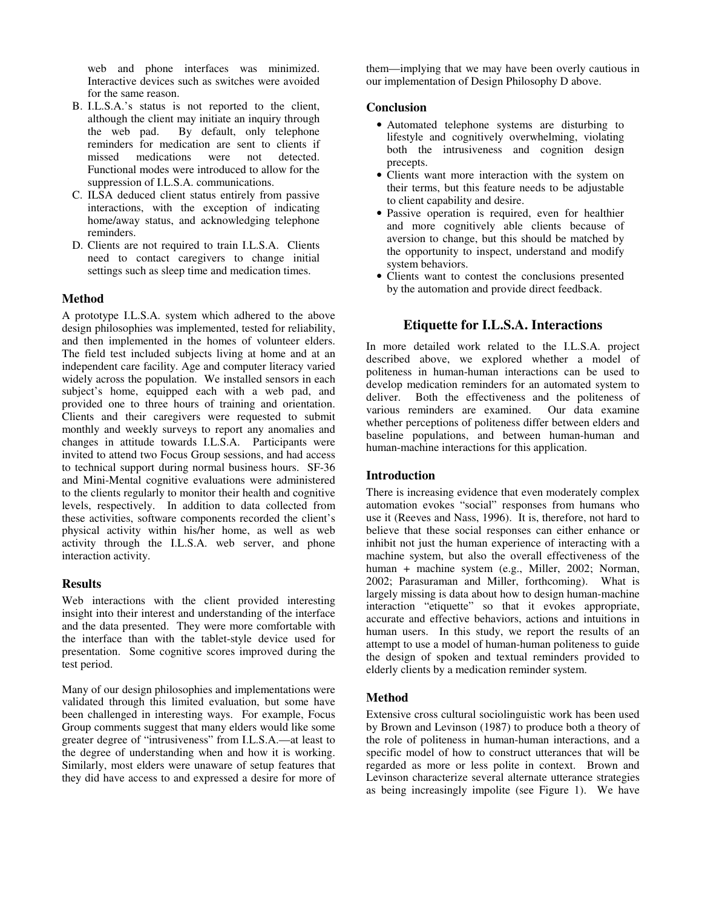web and phone interfaces was minimized. Interactive devices such as switches were avoided for the same reason.

B. I.L.S.A.'s status is not reported to the client, although the client may initiate an inquiry through the web pad. By default, only telephone reminders for medication are sent to clients if missed medications were not detected. Functional modes were introduced to allow for the suppression of I.L.S.A. communications.

C. ILSA deduced client status entirely from passive interactions, with the exception of indicating home/away status, and acknowledging telephone reminders.

D. Clients are not required to train I.L.S.A. Clients need to contact caregivers to change initial settings such as sleep time and medication times.

### Method

A prototype I.L.S.A. system which adhered to the above design philosophies was implemented, tested for reliability, and then implemented in the homes of volunteer elders. The field test included subjects living at home and at an independent care facility. Age and computer literacy varied widely across the population. We installed sensors in each subject's home, equipped each with a web pad, and provided one to three hours of training and orientation. Clients and their caregivers were requested to submit monthly and weekly surveys to report any anomalies and changes in attitude towards I.L.S.A. Participants were invited to attend two Focus Group sessions, and had access to technical support during normal business hours. SF-36 and Mini-Mental cognitive evaluations were administered to the clients regularly to monitor their health and cognitive levels, respectively. In addition to data collected from these activities, software components recorded the client's physical activity within his/her home, as well as web activity through the I.L.S.A. web server, and phone interaction activity.

### Results

Web interactions with the client provided interesting insight into their interest and understanding of the interface and the data presented. They were more comfortable with the interface than with the tablet-style device used for presentation. Some cognitive scores improved during the test period.

Many of our design philosophies and implementations were validated through this limited evaluation, but some have been challenged in interesting ways. For example, Focus Group comments suggest that many elders would like some greater degree of "intrusiveness" from I.L.S.A.—at least to the degree of understanding when and how it is working. Similarly, most elders were unaware of setup features that they did have access to and expressed a desire for more of them—implying that we may have been overly cautious in our implementation of Design Philosophy D above.

### Conclusion

- Automated telephone systems are disturbing to lifestyle and cognitively overwhelming, violating both the intrusiveness and cognition design precepts.
- Clients want more interaction with the system on their terms, but this feature needs to be adjustable to client capability and desire.
- Passive operation is required, even for healthier and more cognitively able clients because of aversion to change, but this should be matched by the opportunity to inspect, understand and modify system behaviors.
- Clients want to contest the conclusions presented by the automation and provide direct feedback.

## Etiquette for I.L.S.A. Interactions

In more detailed work related to the I.L.S.A. project described above, we explored whether a model of politeness in human-human interactions can be used to develop medication reminders for an automated system to deliver. Both the effectiveness and the politeness of various reminders are examined. Our data examine whether perceptions of politeness differ between elders and baseline populations, and between human-human and human-machine interactions for this application.

### Introduction

There is increasing evidence that even moderately complex automation evokes "social" responses from humans who use it (Reeves and Nass, 1996). It is, therefore, not hard to believe that these social responses can either enhance or inhibit not just the human experience of interacting with a machine system, but also the overall effectiveness of the human + machine system (e.g., Miller, 2002; Norman, 2002; Parasuraman and Miller, forthcoming). What is largely missing is data about how to design human-machine interaction "etiquette" so that it evokes appropriate, accurate and effective behaviors, actions and intuitions in human users. In this study, we report the results of an attempt to use a model of human-human politeness to guide the design of spoken and textual reminders provided to elderly clients by a medication reminder system.

### Method

Extensive cross cultural sociolinguistic work has been used by Brown and Levinson (1987) to produce both a theory of the role of politeness in human-human interactions, and a specific model of how to construct utterances that will be regarded as more or less polite in context. Brown and Levinson characterize several alternate utterance strategies as being increasingly impolite (see Figure 1). We have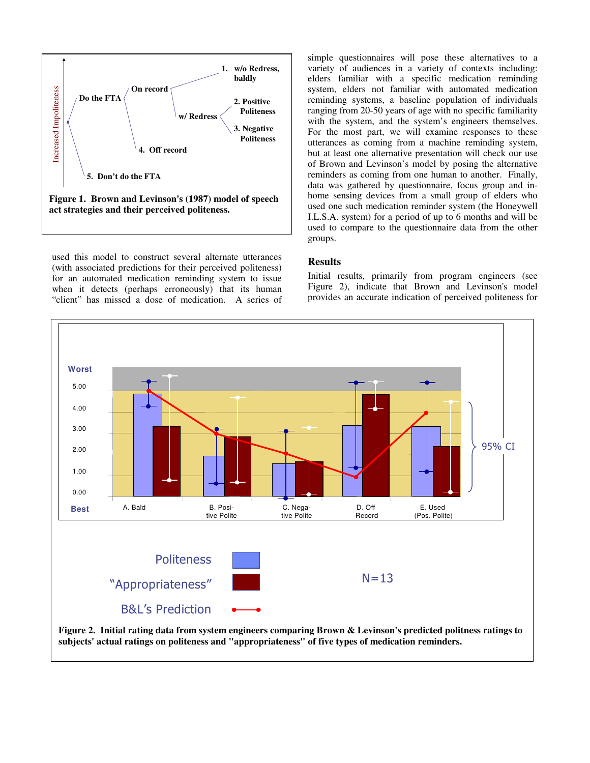**Figure 1. Brown and Levinson's (1987) model of speech act strategies and their perceived politeness.**

used this model to construct several alternate utterances (with associated predictions for their perceived politeness) for an automated medication reminding system to issue when it detects (perhaps erroneously) that its human "client" has missed a dose of medication. A series of simple questionnaires will pose these alternatives to a variety of audiences in a variety of contexts including: elders familiar with a specific medication reminding system, elders not familiar with automated medication reminding systems, a baseline population of individuals ranging from 20-50 years of age with no specific familiarity with the system, and the system's engineers themselves. For the most part, we will examine responses to these utterances as coming from a machine reminding system, but at least one alternative presentation will check our use of Brown and Levinson's model by posing the alternative reminders as coming from one human to another. Finally, data was gathered by questionnaire, focus group and in-home sensing devices from a small group of elders who used one such medication reminder system (the Honeywell I.L.S.A. system) for a period of up to 6 months and will be used to compare to the questionnaire data from the other groups.

## Results

Initial results, primarily from program engineers (see Figure 2), indicate that Brown and Levinson's model provides an accurate indication of perceived politeness for

**Figure 2. Initial rating data from system engineers comparing Brown & Levinson's predicted politness ratings to subjects' actual ratings on politeness and "appropriateness" of five types of medication reminders.**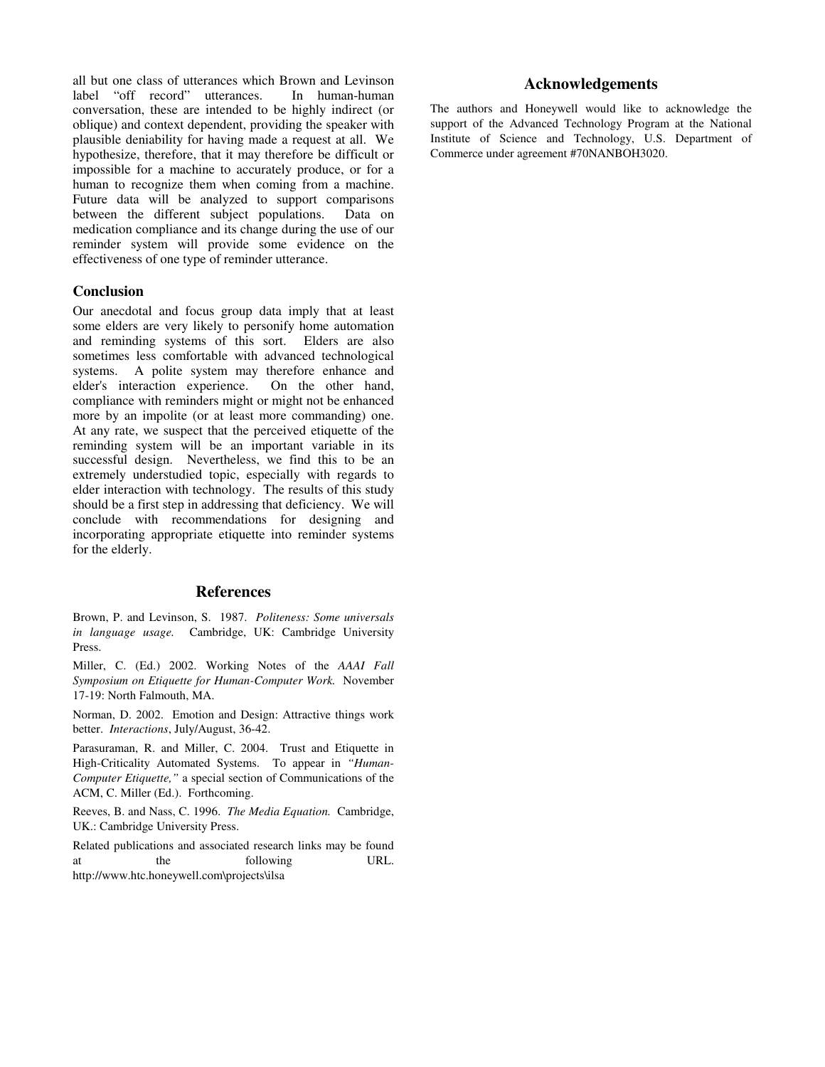all but one class of utterances which Brown and Levinson label "off record" utterances. In human-human conversation, these are intended to be highly indirect (or oblique) and context dependent, providing the speaker with plausible deniability for having made a request at all. We hypothesize, therefore, that it may therefore be difficult or impossible for a machine to accurately produce, or for a human to recognize them when coming from a machine. Future data will be analyzed to support comparisons between the different subject populations. Data on medication compliance and its change during the use of our reminder system will provide some evidence on the effectiveness of one type of reminder utterance.

### Conclusion

Our anecdotal and focus group data imply that at least some elders are very likely to personify home automation and reminding systems of this sort. Elders are also sometimes less comfortable with advanced technological systems. A polite system may therefore enhance and elder's interaction experience. On the other hand, compliance with reminders might or might not be enhanced more by an impolite (or at least more commanding) one. At any rate, we suspect that the perceived etiquette of the reminding system will be an important variable in its successful design. Nevertheless, we find this to be an extremely understudied topic, especially with regards to elder interaction with technology. The results of this study should be a first step in addressing that deficiency. We will conclude with recommendations for designing and incorporating appropriate etiquette into reminder systems for the elderly.

## References

Brown, P. and Levinson, S. 1987. *Politeness: Some universals in language usage.* Cambridge, UK: Cambridge University Press.

Miller, C. (Ed.) 2002. Working Notes of the *AAAI Fall Symposium on Etiquette for Human-Computer Work.* November 17-19: North Falmouth, MA.

Norman, D. 2002. Emotion and Design: Attractive things work better. *Interactions*, July/August, 36-42.

Parasuraman, R. and Miller, C. 2004. Trust and Etiquette in High-Criticality Automated Systems. To appear in *"Human-Computer Etiquette,"* a special section of Communications of the ACM, C. Miller (Ed.). Forthcoming.

Reeves, B. and Nass, C. 1996. *The Media Equation.* Cambridge, UK.: Cambridge University Press.

Related publications and associated research links may be found at the following URL. http://www.htc.honeywell.com\projects\ilsa

## Acknowledgements

The authors and Honeywell would like to acknowledge the support of the Advanced Technology Program at the National Institute of Science and Technology, U.S. Department of Commerce under agreement #70NANBOH3020.